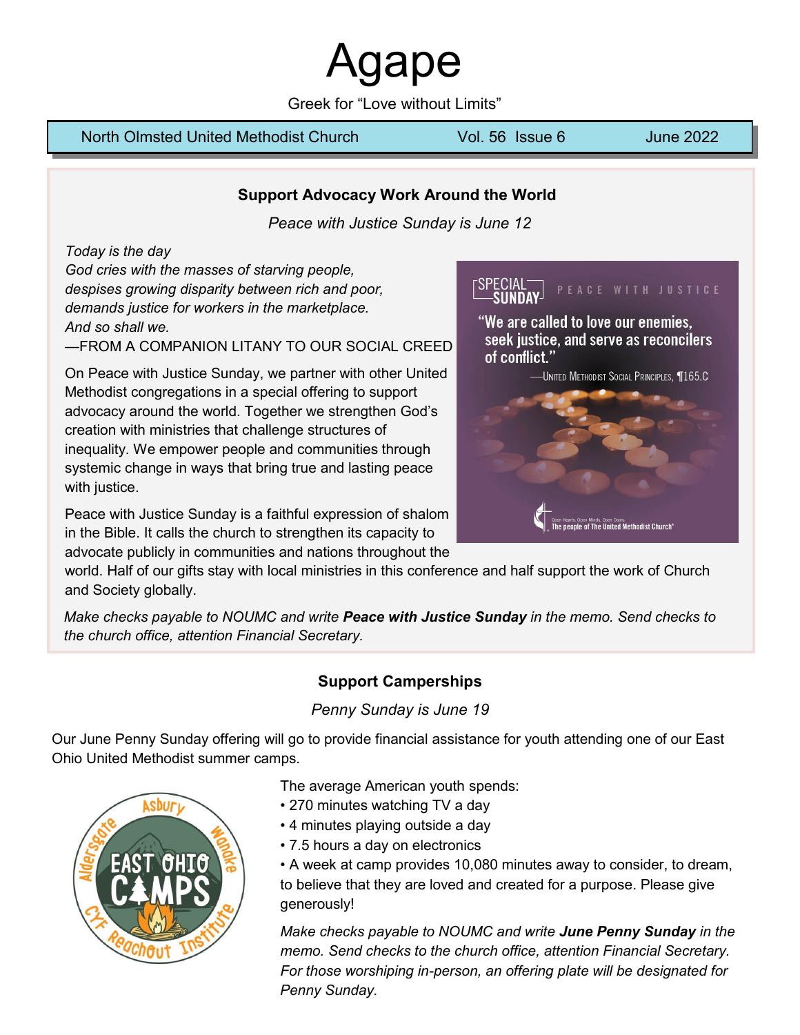# Agape

Greek for "Love without Limits"

North Olmsted United Methodist Church — Vol. 56 Issue 6 — June 2022

## Support Advocacy Work Around the World

*Peace with Justice Sunday is June 12*

*Today is the day*
*God cries with the masses of starving people,*
*despises growing disparity between rich and poor,*
*demands justice for workers in the marketplace.*
*And so shall we.*
—FROM A COMPANION LITANY TO OUR SOCIAL CREED

On Peace with Justice Sunday, we partner with other United Methodist congregations in a special offering to support advocacy around the world. Together we strengthen God's creation with ministries that challenge structures of inequality. We empower people and communities through systemic change in ways that bring true and lasting peace with justice.

Peace with Justice Sunday is a faithful expression of shalom in the Bible. It calls the church to strengthen its capacity to advocate publicly in communities and nations throughout the world. Half of our gifts stay with local ministries in this conference and half support the work of Church and Society globally.

*Make checks payable to NOUMC and write **Peace with Justice Sunday** in the memo. Send checks to the church office, attention Financial Secretary.*

## Support Camperships

*Penny Sunday is June 19*

Our June Penny Sunday offering will go to provide financial assistance for youth attending one of our East Ohio United Methodist summer camps.

The average American youth spends:

- 270 minutes watching TV a day
- 4 minutes playing outside a day
- 7.5 hours a day on electronics
- A week at camp provides 10,080 minutes away to consider, to dream, to believe that they are loved and created for a purpose. Please give generously!

*Make checks payable to NOUMC and write **June Penny Sunday** in the memo. Send checks to the church office, attention Financial Secretary. For those worshiping in-person, an offering plate will be designated for Penny Sunday.*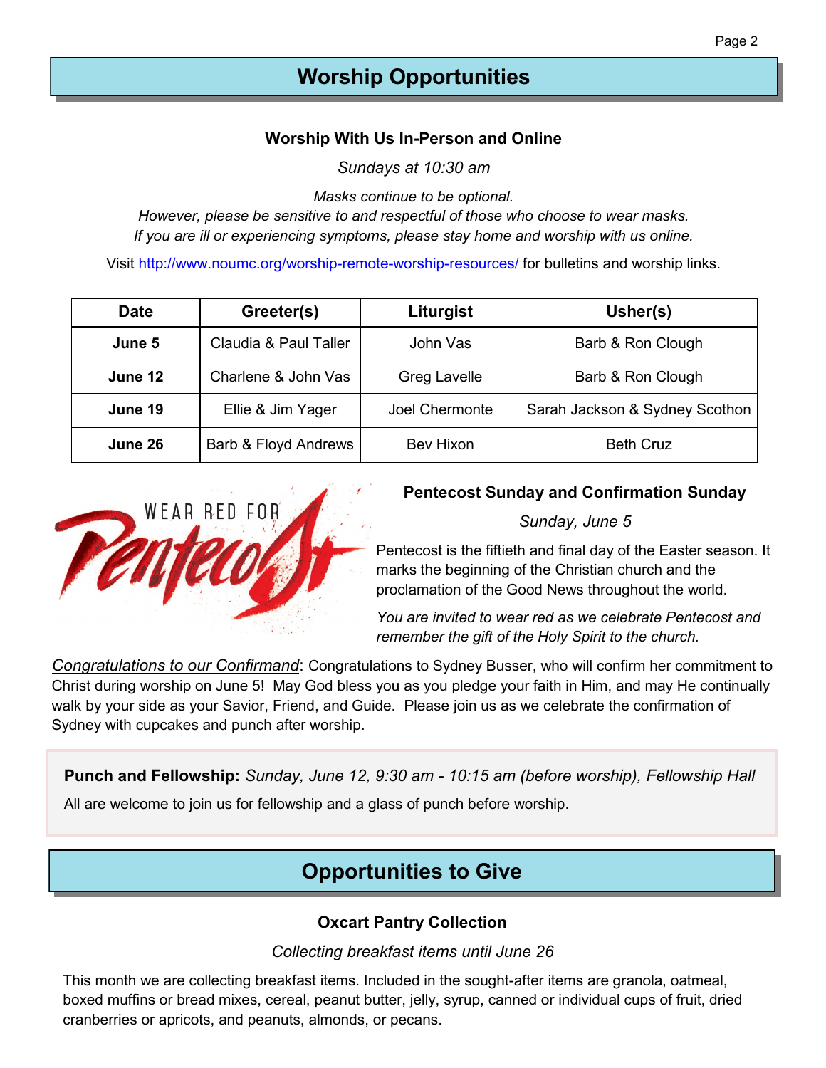## Worship Opportunities

### Worship With Us In-Person and Online

*Sundays at 10:30 am*

*Masks continue to be optional.*
*However, please be sensitive to and respectful of those who choose to wear masks.*
*If you are ill or experiencing symptoms, please stay home and worship with us online.*

Visit http://www.noumc.org/worship-remote-worship-resources/ for bulletins and worship links.

| Date | Greeter(s) | Liturgist | Usher(s) |
|---|---|---|---|
| **June 5** | Claudia & Paul Taller | John Vas | Barb & Ron Clough |
| **June 12** | Charlene & John Vas | Greg Lavelle | Barb & Ron Clough |
| **June 19** | Ellie & Jim Yager | Joel Chermonte | Sarah Jackson & Sydney Scothon |
| **June 26** | Barb & Floyd Andrews | Bev Hixon | Beth Cruz |

WEAR RED FOR Pentecost

### Pentecost Sunday and Confirmation Sunday

*Sunday, June 5*

Pentecost is the fiftieth and final day of the Easter season. It marks the beginning of the Christian church and the proclamation of the Good News throughout the world.

*You are invited to wear red as we celebrate Pentecost and remember the gift of the Holy Spirit to the church.*

*Congratulations to our Confirmand*: Congratulations to Sydney Busser, who will confirm her commitment to Christ during worship on June 5! May God bless you as you pledge your faith in Him, and may He continually walk by your side as your Savior, Friend, and Guide. Please join us as we celebrate the confirmation of Sydney with cupcakes and punch after worship.

**Punch and Fellowship:** *Sunday, June 12, 9:30 am - 10:15 am (before worship), Fellowship Hall*

All are welcome to join us for fellowship and a glass of punch before worship.

## Opportunities to Give

### Oxcart Pantry Collection

*Collecting breakfast items until June 26*

This month we are collecting breakfast items. Included in the sought-after items are granola, oatmeal, boxed muffins or bread mixes, cereal, peanut butter, jelly, syrup, canned or individual cups of fruit, dried cranberries or apricots, and peanuts, almonds, or pecans.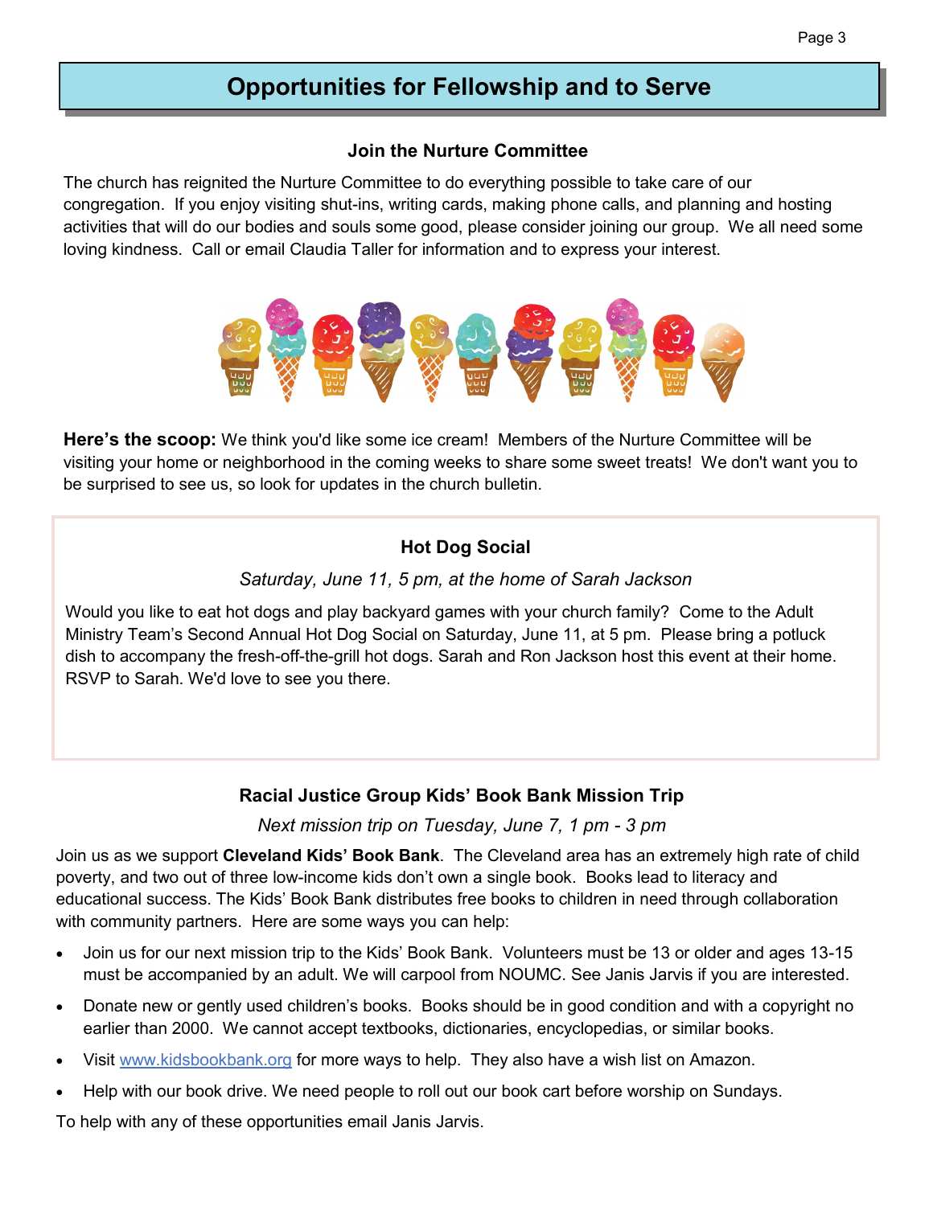## Opportunities for Fellowship and to Serve

### Join the Nurture Committee

The church has reignited the Nurture Committee to do everything possible to take care of our congregation. If you enjoy visiting shut-ins, writing cards, making phone calls, and planning and hosting activities that will do our bodies and souls some good, please consider joining our group. We all need some loving kindness. Call or email Claudia Taller for information and to express your interest.

**Here's the scoop:** We think you'd like some ice cream! Members of the Nurture Committee will be visiting your home or neighborhood in the coming weeks to share some sweet treats! We don't want you to be surprised to see us, so look for updates in the church bulletin.

### Hot Dog Social

*Saturday, June 11, 5 pm, at the home of Sarah Jackson*

Would you like to eat hot dogs and play backyard games with your church family? Come to the Adult Ministry Team's Second Annual Hot Dog Social on Saturday, June 11, at 5 pm. Please bring a potluck dish to accompany the fresh-off-the-grill hot dogs. Sarah and Ron Jackson host this event at their home. RSVP to Sarah. We'd love to see you there.

### Racial Justice Group Kids' Book Bank Mission Trip

*Next mission trip on Tuesday, June 7, 1 pm - 3 pm*

Join us as we support **Cleveland Kids' Book Bank**. The Cleveland area has an extremely high rate of child poverty, and two out of three low-income kids don't own a single book. Books lead to literacy and educational success. The Kids' Book Bank distributes free books to children in need through collaboration with community partners. Here are some ways you can help:

- Join us for our next mission trip to the Kids' Book Bank. Volunteers must be 13 or older and ages 13-15 must be accompanied by an adult. We will carpool from NOUMC. See Janis Jarvis if you are interested.
- Donate new or gently used children's books. Books should be in good condition and with a copyright no earlier than 2000. We cannot accept textbooks, dictionaries, encyclopedias, or similar books.
- Visit www.kidsbookbank.org for more ways to help. They also have a wish list on Amazon.
- Help with our book drive. We need people to roll out our book cart before worship on Sundays.

To help with any of these opportunities email Janis Jarvis.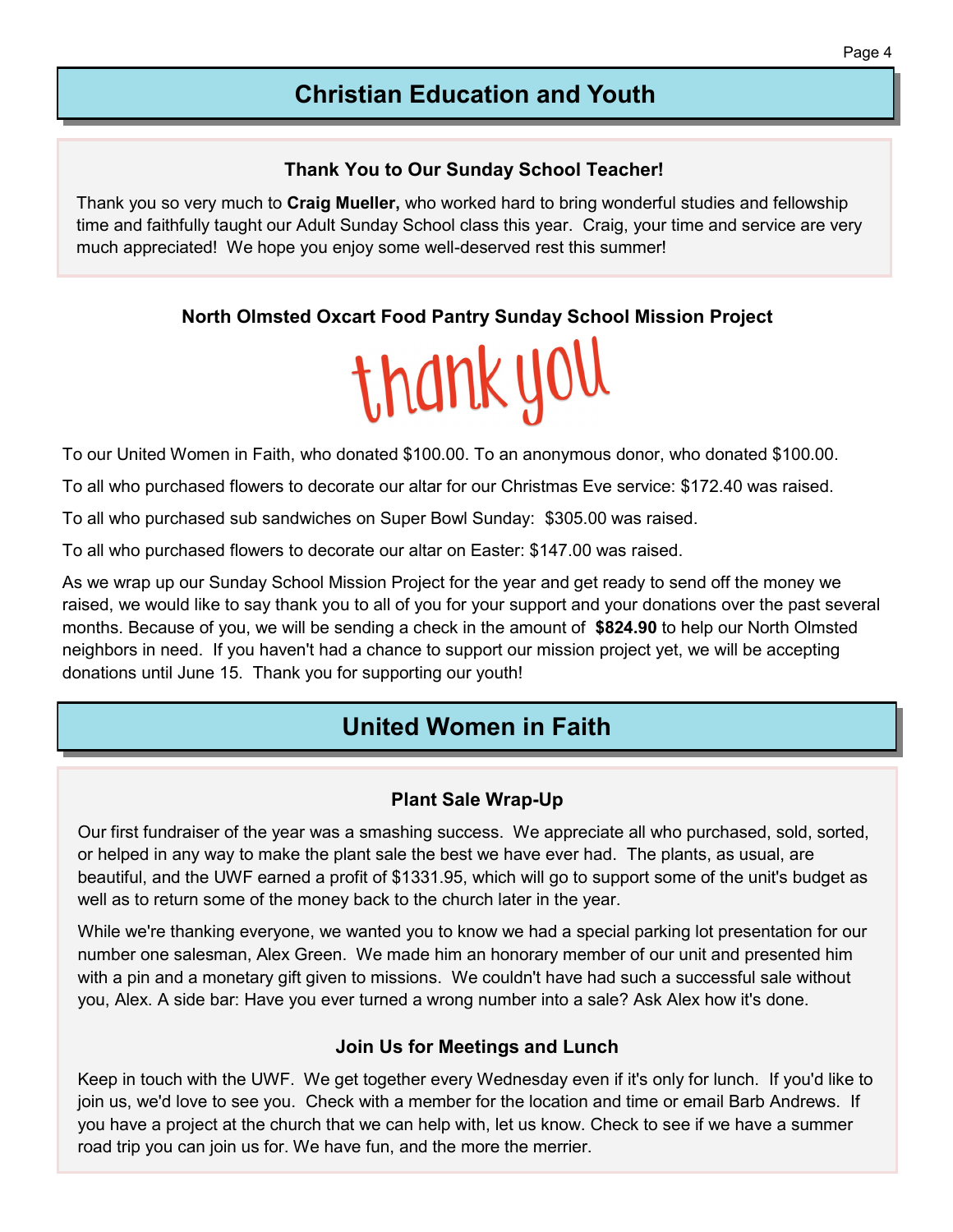## Christian Education and Youth

### Thank You to Our Sunday School Teacher!

Thank you so very much to **Craig Mueller,** who worked hard to bring wonderful studies and fellowship time and faithfully taught our Adult Sunday School class this year. Craig, your time and service are very much appreciated! We hope you enjoy some well-deserved rest this summer!

### North Olmsted Oxcart Food Pantry Sunday School Mission Project

thank you

To our United Women in Faith, who donated $100.00. To an anonymous donor, who donated $100.00.

To all who purchased flowers to decorate our altar for our Christmas Eve service: $172.40 was raised.

To all who purchased sub sandwiches on Super Bowl Sunday: $305.00 was raised.

To all who purchased flowers to decorate our altar on Easter: $147.00 was raised.

As we wrap up our Sunday School Mission Project for the year and get ready to send off the money we raised, we would like to say thank you to all of you for your support and your donations over the past several months. Because of you, we will be sending a check in the amount of **$824.90** to help our North Olmsted neighbors in need. If you haven't had a chance to support our mission project yet, we will be accepting donations until June 15. Thank you for supporting our youth!

## United Women in Faith

### Plant Sale Wrap-Up

Our first fundraiser of the year was a smashing success. We appreciate all who purchased, sold, sorted, or helped in any way to make the plant sale the best we have ever had. The plants, as usual, are beautiful, and the UWF earned a profit of $1331.95, which will go to support some of the unit's budget as well as to return some of the money back to the church later in the year.

While we're thanking everyone, we wanted you to know we had a special parking lot presentation for our number one salesman, Alex Green. We made him an honorary member of our unit and presented him with a pin and a monetary gift given to missions. We couldn't have had such a successful sale without you, Alex. A side bar: Have you ever turned a wrong number into a sale? Ask Alex how it's done.

### Join Us for Meetings and Lunch

Keep in touch with the UWF. We get together every Wednesday even if it's only for lunch. If you'd like to join us, we'd love to see you. Check with a member for the location and time or email Barb Andrews. If you have a project at the church that we can help with, let us know. Check to see if we have a summer road trip you can join us for. We have fun, and the more the merrier.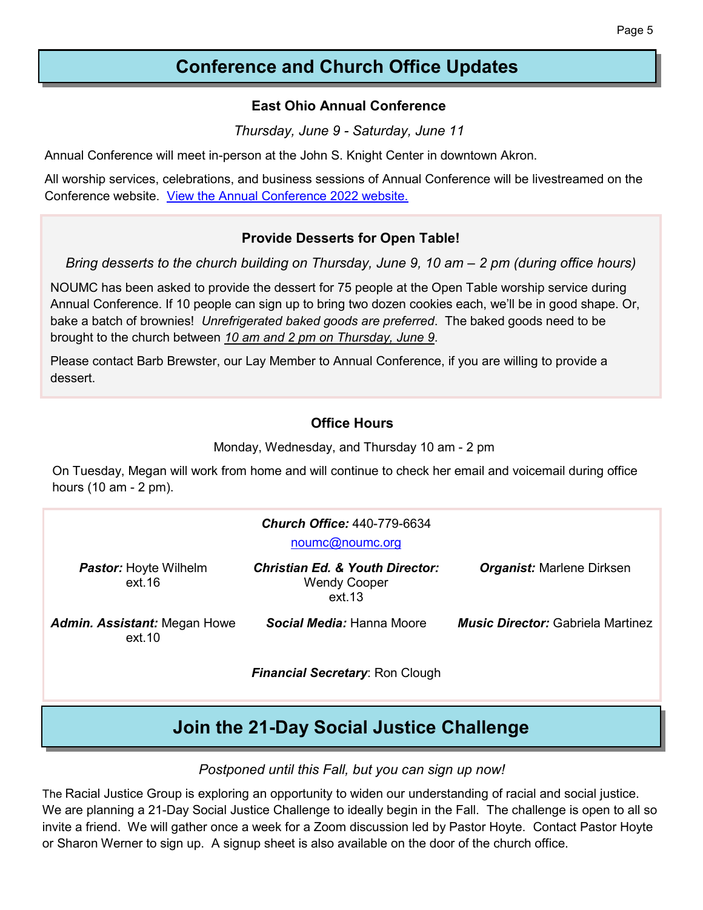## Conference and Church Office Updates

### East Ohio Annual Conference

*Thursday, June 9 - Saturday, June 11*

Annual Conference will meet in-person at the John S. Knight Center in downtown Akron.

All worship services, celebrations, and business sessions of Annual Conference will be livestreamed on the Conference website. [View the Annual Conference 2022 website.]()

### Provide Desserts for Open Table!

*Bring desserts to the church building on Thursday, June 9, 10 am – 2 pm (during office hours)*

NOUMC has been asked to provide the dessert for 75 people at the Open Table worship service during Annual Conference. If 10 people can sign up to bring two dozen cookies each, we'll be in good shape. Or, bake a batch of brownies! *Unrefrigerated baked goods are preferred*. The baked goods need to be brought to the church between *10 am and 2 pm on Thursday, June 9*.

Please contact Barb Brewster, our Lay Member to Annual Conference, if you are willing to provide a dessert.

### Office Hours

Monday, Wednesday, and Thursday 10 am - 2 pm

On Tuesday, Megan will work from home and will continue to check her email and voicemail during office hours (10 am - 2 pm).

***Church Office:*** 440-779-6634
noumc@noumc.org

***Pastor:*** Hoyte Wilhelm ext.16

***Christian Ed. & Youth Director:*** Wendy Cooper ext.13

***Organist:*** Marlene Dirksen

***Admin. Assistant:*** Megan Howe ext.10

***Social Media:*** Hanna Moore

***Music Director:*** Gabriela Martinez

***Financial Secretary***: Ron Clough

## Join the 21-Day Social Justice Challenge

*Postponed until this Fall, but you can sign up now!*

The Racial Justice Group is exploring an opportunity to widen our understanding of racial and social justice. We are planning a 21-Day Social Justice Challenge to ideally begin in the Fall. The challenge is open to all so invite a friend. We will gather once a week for a Zoom discussion led by Pastor Hoyte. Contact Pastor Hoyte or Sharon Werner to sign up. A signup sheet is also available on the door of the church office.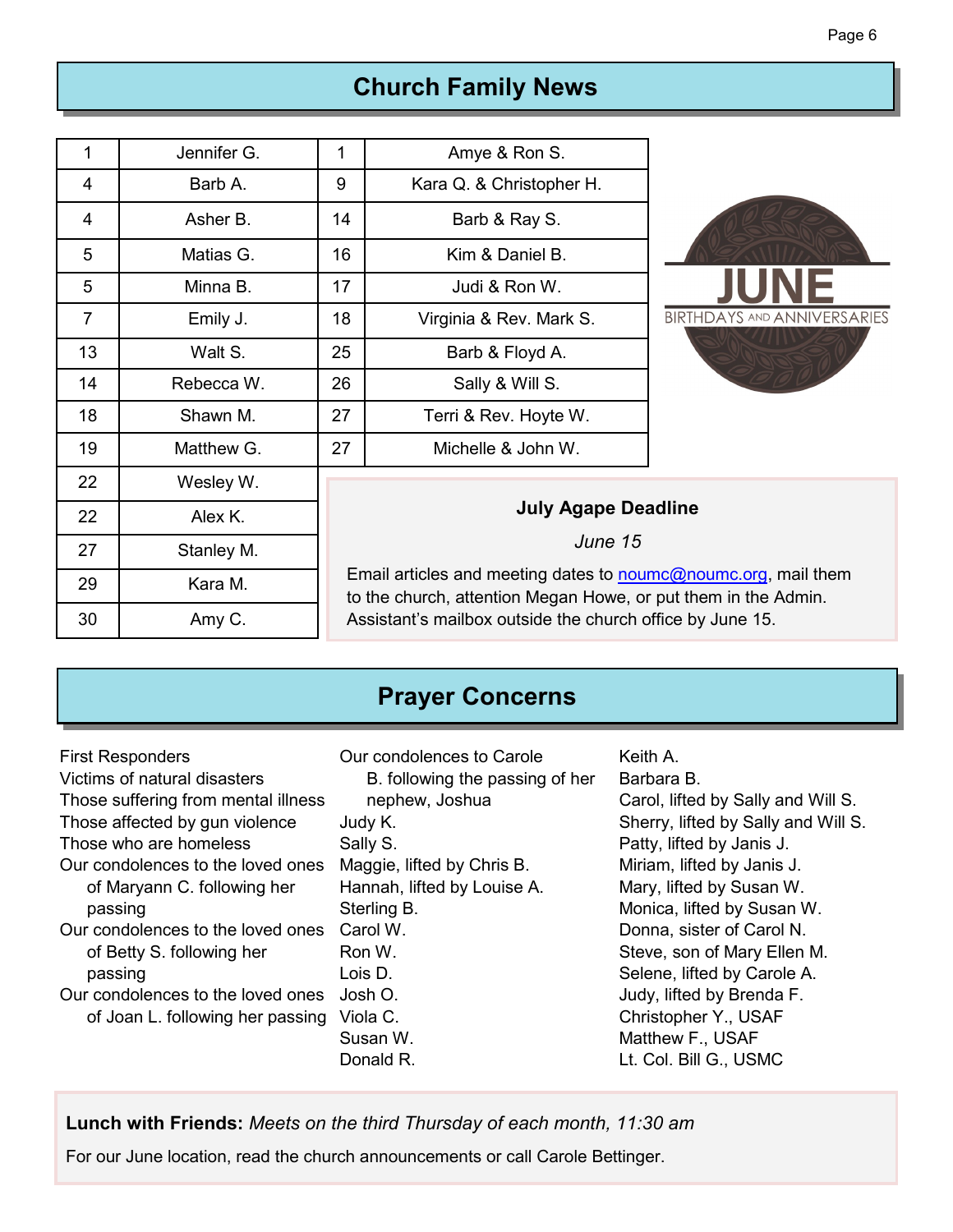## Church Family News

**JUNE BIRTHDAYS AND ANNIVERSARIES**

| Birthdays | | Anniversaries | |
|---|---|---|---|
| 1 | Jennifer G. | 1 | Amye & Ron S. |
| 4 | Barb A. | 9 | Kara Q. & Christopher H. |
| 4 | Asher B. | 14 | Barb & Ray S. |
| 5 | Matias G. | 16 | Kim & Daniel B. |
| 5 | Minna B. | 17 | Judi & Ron W. |
| 7 | Emily J. | 18 | Virginia & Rev. Mark S. |
| 13 | Walt S. | 25 | Barb & Floyd A. |
| 14 | Rebecca W. | 26 | Sally & Will S. |
| 18 | Shawn M. | 27 | Terri & Rev. Hoyte W. |
| 19 | Matthew G. | 27 | Michelle & John W. |
| 22 | Wesley W. | | |
| 22 | Alex K. | | |
| 27 | Stanley M. | | |
| 29 | Kara M. | | |
| 30 | Amy C. | | |

**July Agape Deadline**

*June 15*

Email articles and meeting dates to noumc@noumc.org, mail them to the church, attention Megan Howe, or put them in the Admin. Assistant's mailbox outside the church office by June 15.

## Prayer Concerns

First Responders
Victims of natural disasters
Those suffering from mental illness
Those affected by gun violence
Those who are homeless
Our condolences to the loved ones of Maryann C. following her passing
Our condolences to the loved ones of Betty S. following her passing
Our condolences to the loved ones of Joan L. following her passing
Our condolences to Carole B. following the passing of her nephew, Joshua
Judy K.
Sally S.
Maggie, lifted by Chris B.
Hannah, lifted by Louise A.
Sterling B.
Carol W.
Ron W.
Lois D.
Josh O.
Viola C.
Susan W.
Donald R.
Keith A.
Barbara B.
Carol, lifted by Sally and Will S.
Sherry, lifted by Sally and Will S.
Patty, lifted by Janis J.
Miriam, lifted by Janis J.
Mary, lifted by Susan W.
Monica, lifted by Susan W.
Donna, sister of Carol N.
Steve, son of Mary Ellen M.
Selene, lifted by Carole A.
Judy, lifted by Brenda F.
Christopher Y., USAF
Matthew F., USAF
Lt. Col. Bill G., USMC

**Lunch with Friends:** *Meets on the third Thursday of each month, 11:30 am*

For our June location, read the church announcements or call Carole Bettinger.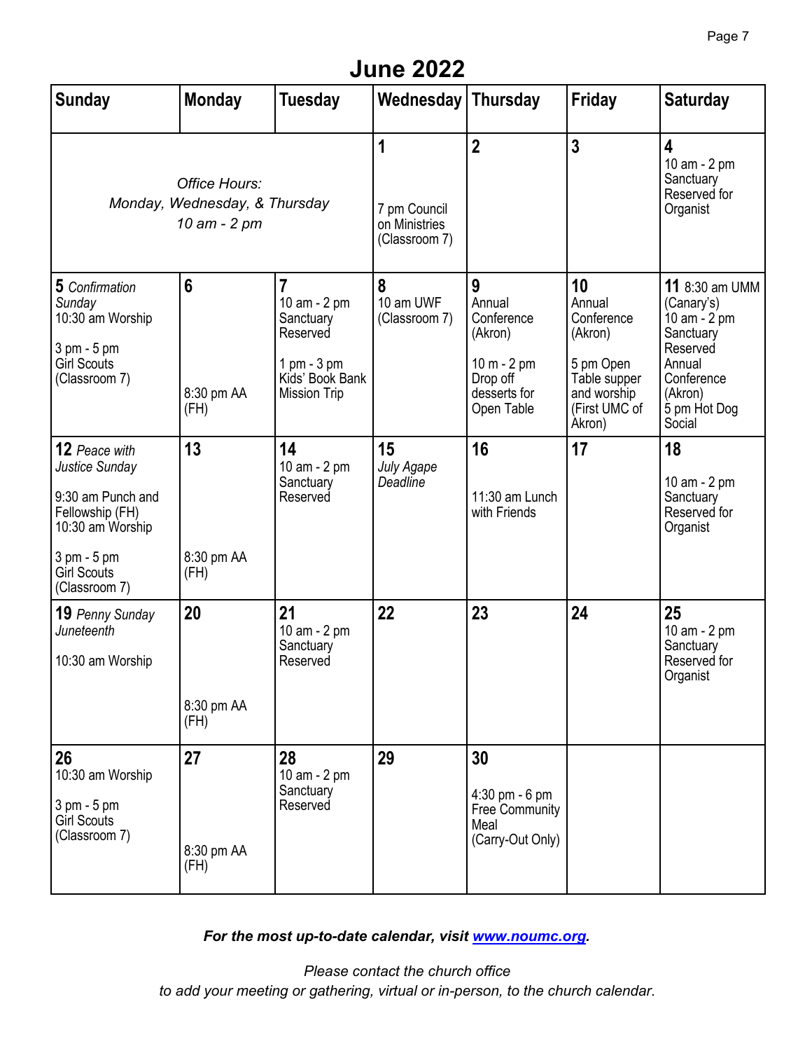# June 2022

| Sunday | Monday | Tuesday | Wednesday | Thursday | Friday | Saturday |
|---|---|---|---|---|---|---|
| *Office Hours: Monday, Wednesday, & Thursday 10 am - 2 pm* | | | **1** 7 pm Council on Ministries (Classroom 7) | **2** | **3** | **4** 10 am - 2 pm Sanctuary Reserved for Organist |
| **5** *Confirmation Sunday* 10:30 am Worship 3 pm - 5 pm Girl Scouts (Classroom 7) | **6** 8:30 pm AA (FH) | **7** 10 am - 2 pm Sanctuary Reserved 1 pm - 3 pm Kids' Book Bank Mission Trip | **8** 10 am UWF (Classroom 7) | **9** Annual Conference (Akron) 10 m - 2 pm Drop off desserts for Open Table | **10** Annual Conference (Akron) 5 pm Open Table supper and worship (First UMC of Akron) | **11** 8:30 am UMM (Canary's) 10 am - 2 pm Sanctuary Reserved Annual Conference (Akron) 5 pm Hot Dog Social |
| **12** *Peace with Justice Sunday* 9:30 am Punch and Fellowship (FH) 10:30 am Worship 3 pm - 5 pm Girl Scouts (Classroom 7) | **13** 8:30 pm AA (FH) | **14** 10 am - 2 pm Sanctuary Reserved | **15** *July Agape Deadline* | **16** 11:30 am Lunch with Friends | **17** | **18** 10 am - 2 pm Sanctuary Reserved for Organist |
| **19** *Penny Sunday Juneteenth* 10:30 am Worship | **20** 8:30 pm AA (FH) | **21** 10 am - 2 pm Sanctuary Reserved | **22** | **23** | **24** | **25** 10 am - 2 pm Sanctuary Reserved for Organist |
| **26** 10:30 am Worship 3 pm - 5 pm Girl Scouts (Classroom 7) | **27** 8:30 pm AA (FH) | **28** 10 am - 2 pm Sanctuary Reserved | **29** | **30** 4:30 pm - 6 pm Free Community Meal (Carry-Out Only) | | |

***For the most up-to-date calendar, visit [www.noumc.org](http://www.noumc.org).***

*Please contact the church office to add your meeting or gathering, virtual or in-person, to the church calendar.*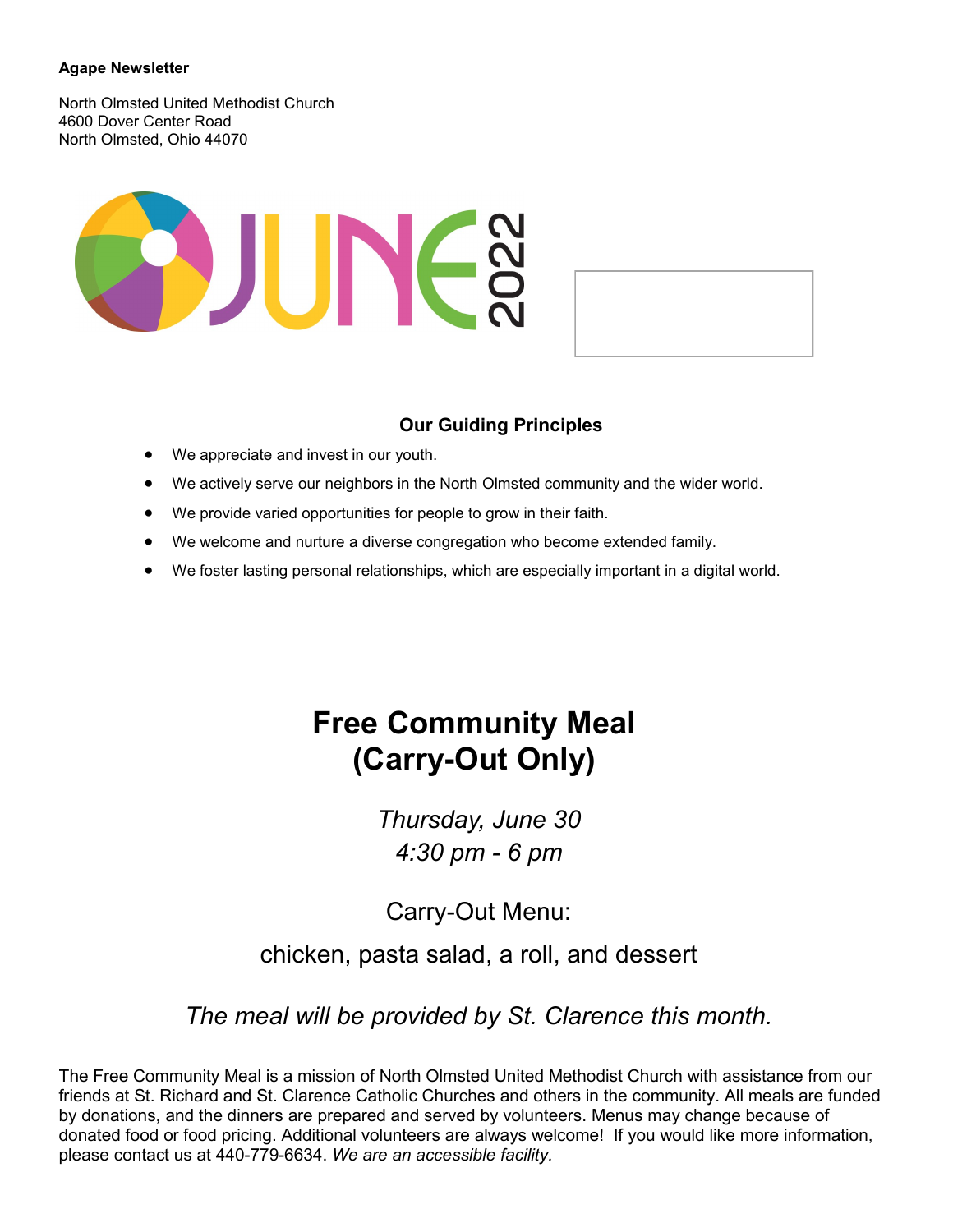**Agape Newsletter**

North Olmsted United Methodist Church
4600 Dover Center Road
North Olmsted, Ohio 44070

JUNE 2022

### Our Guiding Principles

- We appreciate and invest in our youth.
- We actively serve our neighbors in the North Olmsted community and the wider world.
- We provide varied opportunities for people to grow in their faith.
- We welcome and nurture a diverse congregation who become extended family.
- We foster lasting personal relationships, which are especially important in a digital world.

# Free Community Meal (Carry-Out Only)

*Thursday, June 30*
*4:30 pm - 6 pm*

Carry-Out Menu:

chicken, pasta salad, a roll, and dessert

*The meal will be provided by St. Clarence this month.*

The Free Community Meal is a mission of North Olmsted United Methodist Church with assistance from our friends at St. Richard and St. Clarence Catholic Churches and others in the community. All meals are funded by donations, and the dinners are prepared and served by volunteers. Menus may change because of donated food or food pricing. Additional volunteers are always welcome! If you would like more information, please contact us at 440-779-6634. *We are an accessible facility.*